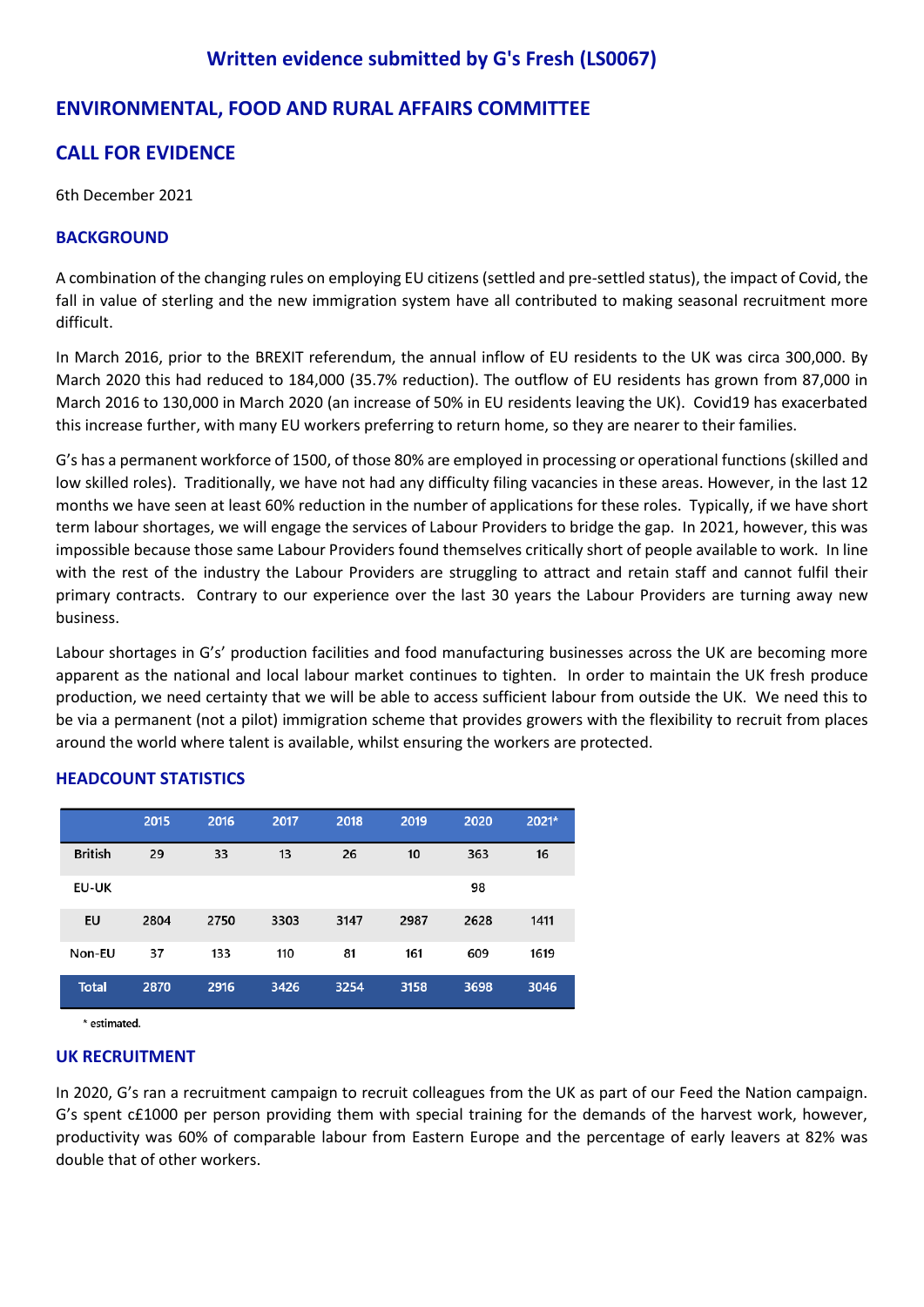# Written evidence submitted by G's Fresh (LS0067)

## ENVIRONMENTAL, FOOD AND RURAL AFFAIRS COMMITTEE

## CALL FOR EVIDENCE

6th December 2021

### BACKGROUND

A combination of the changing rules on employing EU citizens (settled and pre-settled status), the impact of Covid, the fall in value of sterling and the new immigration system have all contributed to making seasonal recruitment more difficult.

In March 2016, prior to the BREXIT referendum, the annual inflow of EU residents to the UK was circa 300,000. By March 2020 this had reduced to 184,000 (35.7% reduction). The outflow of EU residents has grown from 87,000 in March 2016 to 130,000 in March 2020 (an increase of 50% in EU residents leaving the UK). Covid19 has exacerbated this increase further, with many EU workers preferring to return home, so they are nearer to their families.

G's has a permanent workforce of 1500, of those 80% are employed in processing or operational functions (skilled and low skilled roles). Traditionally, we have not had any difficulty filing vacancies in these areas. However, in the last 12 months we have seen at least 60% reduction in the number of applications for these roles. Typically, if we have short term labour shortages, we will engage the services of Labour Providers to bridge the gap. In 2021, however, this was impossible because those same Labour Providers found themselves critically short of people available to work. In line with the rest of the industry the Labour Providers are struggling to attract and retain staff and cannot fulfil their primary contracts. Contrary to our experience over the last 30 years the Labour Providers are turning away new business.

Labour shortages in G's' production facilities and food manufacturing businesses across the UK are becoming more apparent as the national and local labour market continues to tighten. In order to maintain the UK fresh produce production, we need certainty that we will be able to access sufficient labour from outside the UK. We need this to be via a permanent (not a pilot) immigration scheme that provides growers with the flexibility to recruit from places around the world where talent is available, whilst ensuring the workers are protected.

### HEADCOUNT STATISTICS

| | 2015 | 2016 | 2017 | 2018 | 2019 | 2020 | 2021* |
|---|---|---|---|---|---|---|---|
| British | 29 | 33 | 13 | 26 | 10 | 363 | 16 |
| EU-UK | | | | | | 98 | |
| EU | 2804 | 2750 | 3303 | 3147 | 2987 | 2628 | 1411 |
| Non-EU | 37 | 133 | 110 | 81 | 161 | 609 | 1619 |
| Total | 2870 | 2916 | 3426 | 3254 | 3158 | 3698 | 3046 |

* estimated.

### UK RECRUITMENT

In 2020, G's ran a recruitment campaign to recruit colleagues from the UK as part of our Feed the Nation campaign. G's spent c£1000 per person providing them with special training for the demands of the harvest work, however, productivity was 60% of comparable labour from Eastern Europe and the percentage of early leavers at 82% was double that of other workers.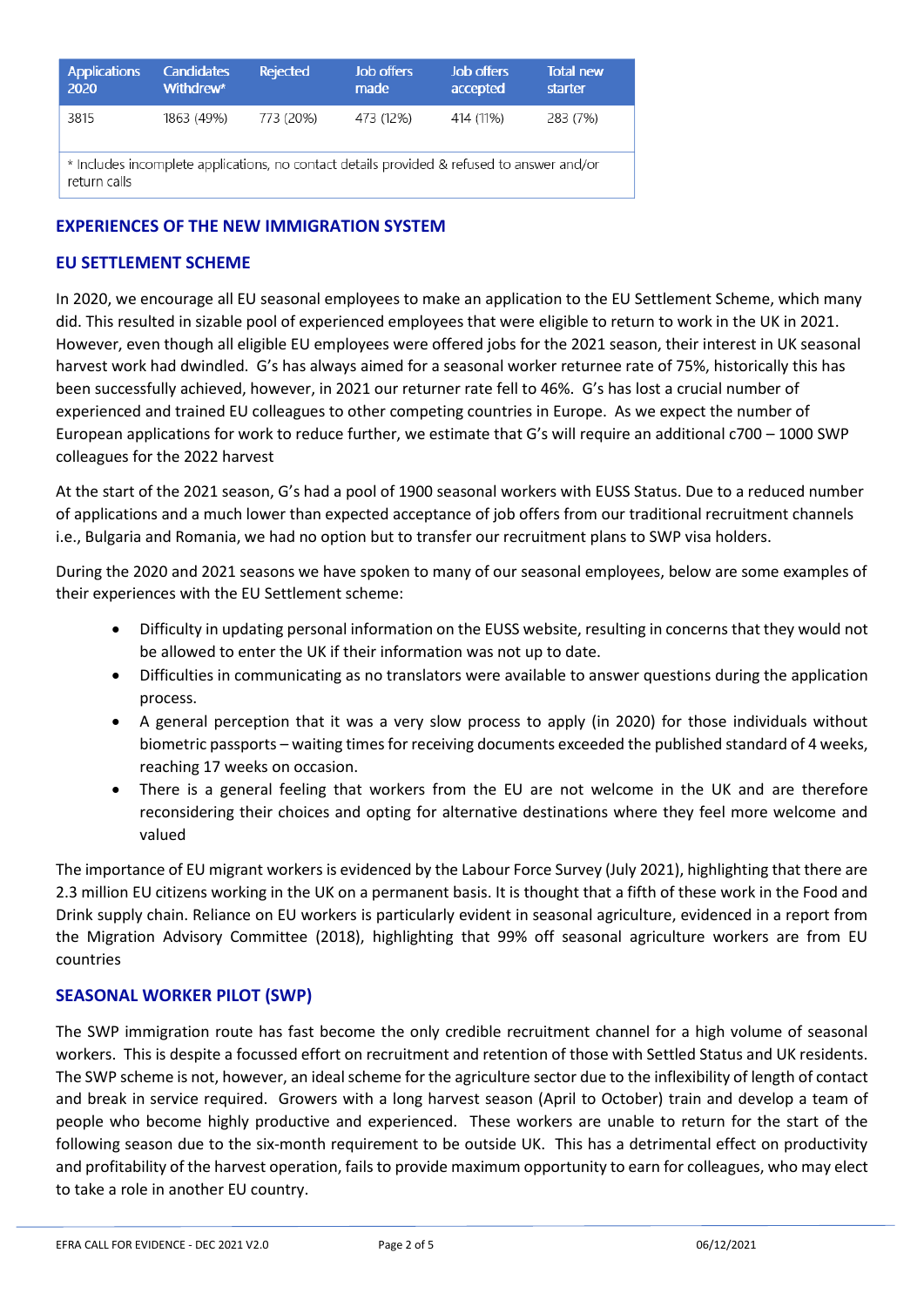| Applications 2020 | Candidates Withdrew* | Rejected | Job offers made | Job offers accepted | Total new starter |
|---|---|---|---|---|---|
| 3815 | 1863 (49%) | 773 (20%) | 473 (12%) | 414 (11%) | 283 (7%) |

* Includes incomplete applications, no contact details provided & refused to answer and/or return calls

## EXPERIENCES OF THE NEW IMMIGRATION SYSTEM

### EU SETTLEMENT SCHEME

In 2020, we encourage all EU seasonal employees to make an application to the EU Settlement Scheme, which many did. This resulted in sizable pool of experienced employees that were eligible to return to work in the UK in 2021. However, even though all eligible EU employees were offered jobs for the 2021 season, their interest in UK seasonal harvest work had dwindled. G's has always aimed for a seasonal worker returnee rate of 75%, historically this has been successfully achieved, however, in 2021 our returner rate fell to 46%. G's has lost a crucial number of experienced and trained EU colleagues to other competing countries in Europe. As we expect the number of European applications for work to reduce further, we estimate that G's will require an additional c700 – 1000 SWP colleagues for the 2022 harvest

At the start of the 2021 season, G's had a pool of 1900 seasonal workers with EUSS Status. Due to a reduced number of applications and a much lower than expected acceptance of job offers from our traditional recruitment channels i.e., Bulgaria and Romania, we had no option but to transfer our recruitment plans to SWP visa holders.

During the 2020 and 2021 seasons we have spoken to many of our seasonal employees, below are some examples of their experiences with the EU Settlement scheme:

- Difficulty in updating personal information on the EUSS website, resulting in concerns that they would not be allowed to enter the UK if their information was not up to date.
- Difficulties in communicating as no translators were available to answer questions during the application process.
- A general perception that it was a very slow process to apply (in 2020) for those individuals without biometric passports – waiting times for receiving documents exceeded the published standard of 4 weeks, reaching 17 weeks on occasion.
- There is a general feeling that workers from the EU are not welcome in the UK and are therefore reconsidering their choices and opting for alternative destinations where they feel more welcome and valued

The importance of EU migrant workers is evidenced by the Labour Force Survey (July 2021), highlighting that there are 2.3 million EU citizens working in the UK on a permanent basis. It is thought that a fifth of these work in the Food and Drink supply chain. Reliance on EU workers is particularly evident in seasonal agriculture, evidenced in a report from the Migration Advisory Committee (2018), highlighting that 99% off seasonal agriculture workers are from EU countries

### SEASONAL WORKER PILOT (SWP)

The SWP immigration route has fast become the only credible recruitment channel for a high volume of seasonal workers. This is despite a focussed effort on recruitment and retention of those with Settled Status and UK residents. The SWP scheme is not, however, an ideal scheme for the agriculture sector due to the inflexibility of length of contact and break in service required. Growers with a long harvest season (April to October) train and develop a team of people who become highly productive and experienced. These workers are unable to return for the start of the following season due to the six-month requirement to be outside UK. This has a detrimental effect on productivity and profitability of the harvest operation, fails to provide maximum opportunity to earn for colleagues, who may elect to take a role in another EU country.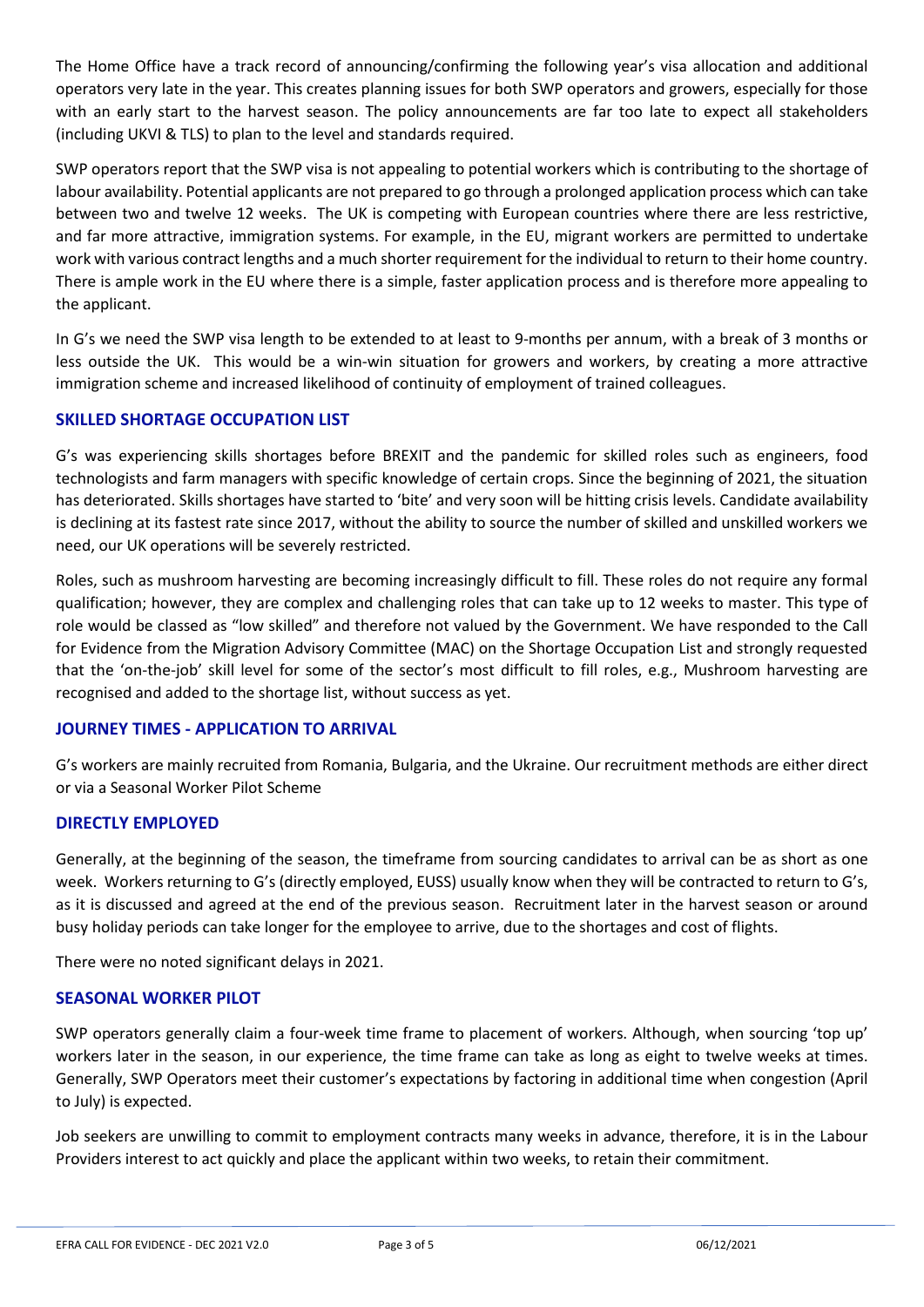The Home Office have a track record of announcing/confirming the following year's visa allocation and additional operators very late in the year. This creates planning issues for both SWP operators and growers, especially for those with an early start to the harvest season. The policy announcements are far too late to expect all stakeholders (including UKVI & TLS) to plan to the level and standards required.

SWP operators report that the SWP visa is not appealing to potential workers which is contributing to the shortage of labour availability. Potential applicants are not prepared to go through a prolonged application process which can take between two and twelve 12 weeks. The UK is competing with European countries where there are less restrictive, and far more attractive, immigration systems. For example, in the EU, migrant workers are permitted to undertake work with various contract lengths and a much shorter requirement for the individual to return to their home country. There is ample work in the EU where there is a simple, faster application process and is therefore more appealing to the applicant.

In G's we need the SWP visa length to be extended to at least to 9-months per annum, with a break of 3 months or less outside the UK. This would be a win-win situation for growers and workers, by creating a more attractive immigration scheme and increased likelihood of continuity of employment of trained colleagues.

## SKILLED SHORTAGE OCCUPATION LIST

G's was experiencing skills shortages before BREXIT and the pandemic for skilled roles such as engineers, food technologists and farm managers with specific knowledge of certain crops. Since the beginning of 2021, the situation has deteriorated. Skills shortages have started to 'bite' and very soon will be hitting crisis levels. Candidate availability is declining at its fastest rate since 2017, without the ability to source the number of skilled and unskilled workers we need, our UK operations will be severely restricted.

Roles, such as mushroom harvesting are becoming increasingly difficult to fill. These roles do not require any formal qualification; however, they are complex and challenging roles that can take up to 12 weeks to master. This type of role would be classed as "low skilled" and therefore not valued by the Government. We have responded to the Call for Evidence from the Migration Advisory Committee (MAC) on the Shortage Occupation List and strongly requested that the 'on-the-job' skill level for some of the sector's most difficult to fill roles, e.g., Mushroom harvesting are recognised and added to the shortage list, without success as yet.

## JOURNEY TIMES - APPLICATION TO ARRIVAL

G's workers are mainly recruited from Romania, Bulgaria, and the Ukraine. Our recruitment methods are either direct or via a Seasonal Worker Pilot Scheme

## DIRECTLY EMPLOYED

Generally, at the beginning of the season, the timeframe from sourcing candidates to arrival can be as short as one week. Workers returning to G's (directly employed, EUSS) usually know when they will be contracted to return to G's, as it is discussed and agreed at the end of the previous season. Recruitment later in the harvest season or around busy holiday periods can take longer for the employee to arrive, due to the shortages and cost of flights.

There were no noted significant delays in 2021.

## SEASONAL WORKER PILOT

SWP operators generally claim a four-week time frame to placement of workers. Although, when sourcing 'top up' workers later in the season, in our experience, the time frame can take as long as eight to twelve weeks at times. Generally, SWP Operators meet their customer's expectations by factoring in additional time when congestion (April to July) is expected.

Job seekers are unwilling to commit to employment contracts many weeks in advance, therefore, it is in the Labour Providers interest to act quickly and place the applicant within two weeks, to retain their commitment.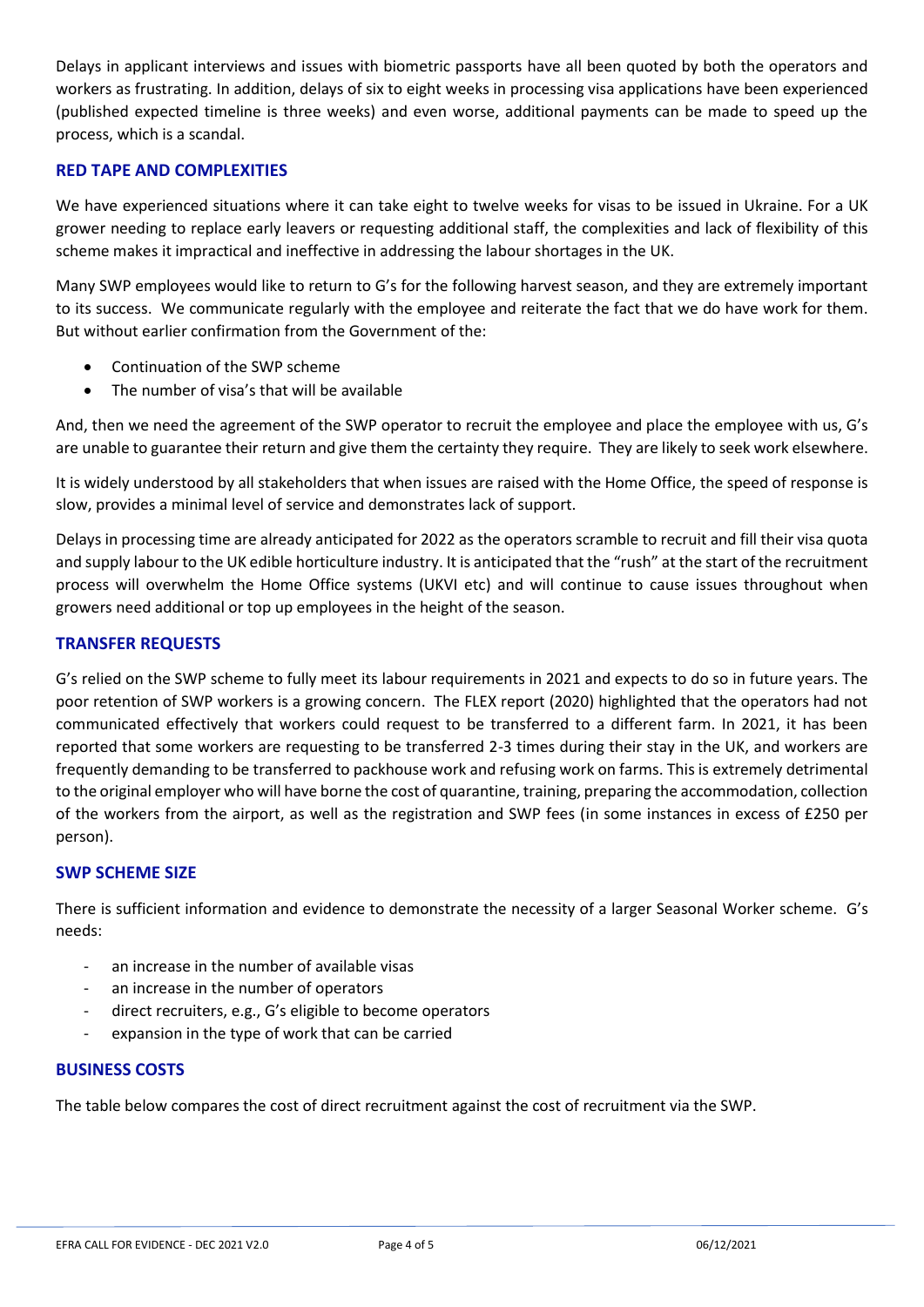Delays in applicant interviews and issues with biometric passports have all been quoted by both the operators and workers as frustrating. In addition, delays of six to eight weeks in processing visa applications have been experienced (published expected timeline is three weeks) and even worse, additional payments can be made to speed up the process, which is a scandal.

## RED TAPE AND COMPLEXITIES

We have experienced situations where it can take eight to twelve weeks for visas to be issued in Ukraine. For a UK grower needing to replace early leavers or requesting additional staff, the complexities and lack of flexibility of this scheme makes it impractical and ineffective in addressing the labour shortages in the UK.

Many SWP employees would like to return to G's for the following harvest season, and they are extremely important to its success. We communicate regularly with the employee and reiterate the fact that we do have work for them. But without earlier confirmation from the Government of the:

- Continuation of the SWP scheme
- The number of visa's that will be available

And, then we need the agreement of the SWP operator to recruit the employee and place the employee with us, G's are unable to guarantee their return and give them the certainty they require. They are likely to seek work elsewhere.

It is widely understood by all stakeholders that when issues are raised with the Home Office, the speed of response is slow, provides a minimal level of service and demonstrates lack of support.

Delays in processing time are already anticipated for 2022 as the operators scramble to recruit and fill their visa quota and supply labour to the UK edible horticulture industry. It is anticipated that the "rush" at the start of the recruitment process will overwhelm the Home Office systems (UKVI etc) and will continue to cause issues throughout when growers need additional or top up employees in the height of the season.

## TRANSFER REQUESTS

G's relied on the SWP scheme to fully meet its labour requirements in 2021 and expects to do so in future years. The poor retention of SWP workers is a growing concern. The FLEX report (2020) highlighted that the operators had not communicated effectively that workers could request to be transferred to a different farm. In 2021, it has been reported that some workers are requesting to be transferred 2-3 times during their stay in the UK, and workers are frequently demanding to be transferred to packhouse work and refusing work on farms. This is extremely detrimental to the original employer who will have borne the cost of quarantine, training, preparing the accommodation, collection of the workers from the airport, as well as the registration and SWP fees (in some instances in excess of £250 per person).

## SWP SCHEME SIZE

There is sufficient information and evidence to demonstrate the necessity of a larger Seasonal Worker scheme. G's needs:

- an increase in the number of available visas
- an increase in the number of operators
- direct recruiters, e.g., G's eligible to become operators
- expansion in the type of work that can be carried

## BUSINESS COSTS

The table below compares the cost of direct recruitment against the cost of recruitment via the SWP.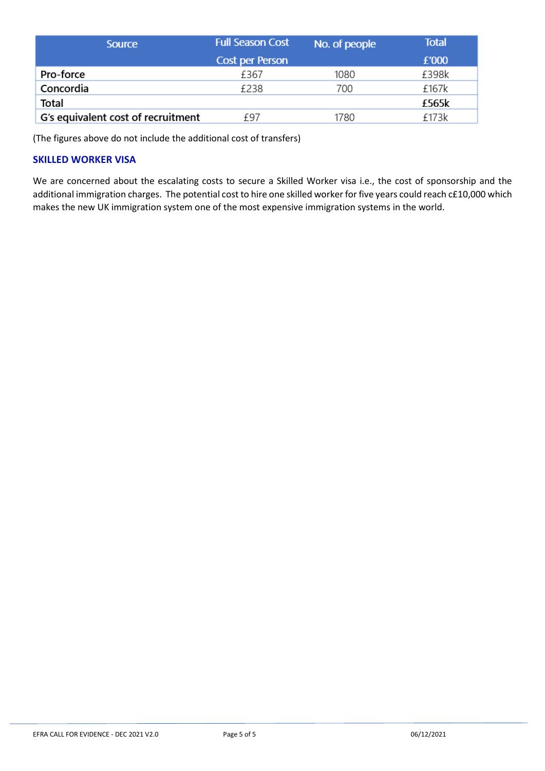| Source | Full Season Cost | No. of people | Total |
|---|---|---|---|
| | Cost per Person | | £'000 |
| **Pro-force** | £367 | 1080 | £398k |
| **Concordia** | £238 | 700 | £167k |
| **Total** | | | **£565k** |
| **G's equivalent cost of recruitment** | £97 | 1780 | £173k |

(The figures above do not include the additional cost of transfers)

## SKILLED WORKER VISA

We are concerned about the escalating costs to secure a Skilled Worker visa i.e., the cost of sponsorship and the additional immigration charges. The potential cost to hire one skilled worker for five years could reach c£10,000 which makes the new UK immigration system one of the most expensive immigration systems in the world.